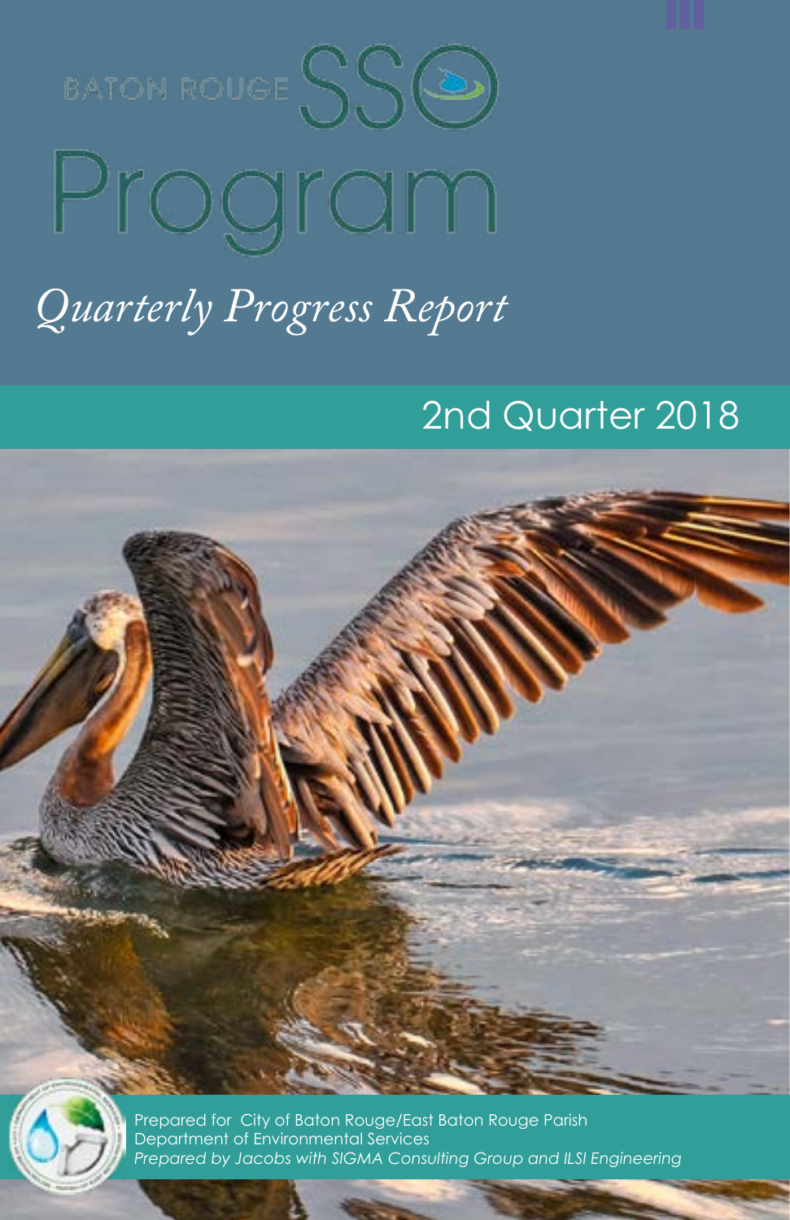# BATON ROUGE SSO Program

## *Quarterly Progress Report*

## 2nd Quarter 2018

Prepared for City of Baton Rouge/East Baton Rouge Parish
Department of Environmental Services
*Prepared by Jacobs with SIGMA Consulting Group and ILSI Engineering*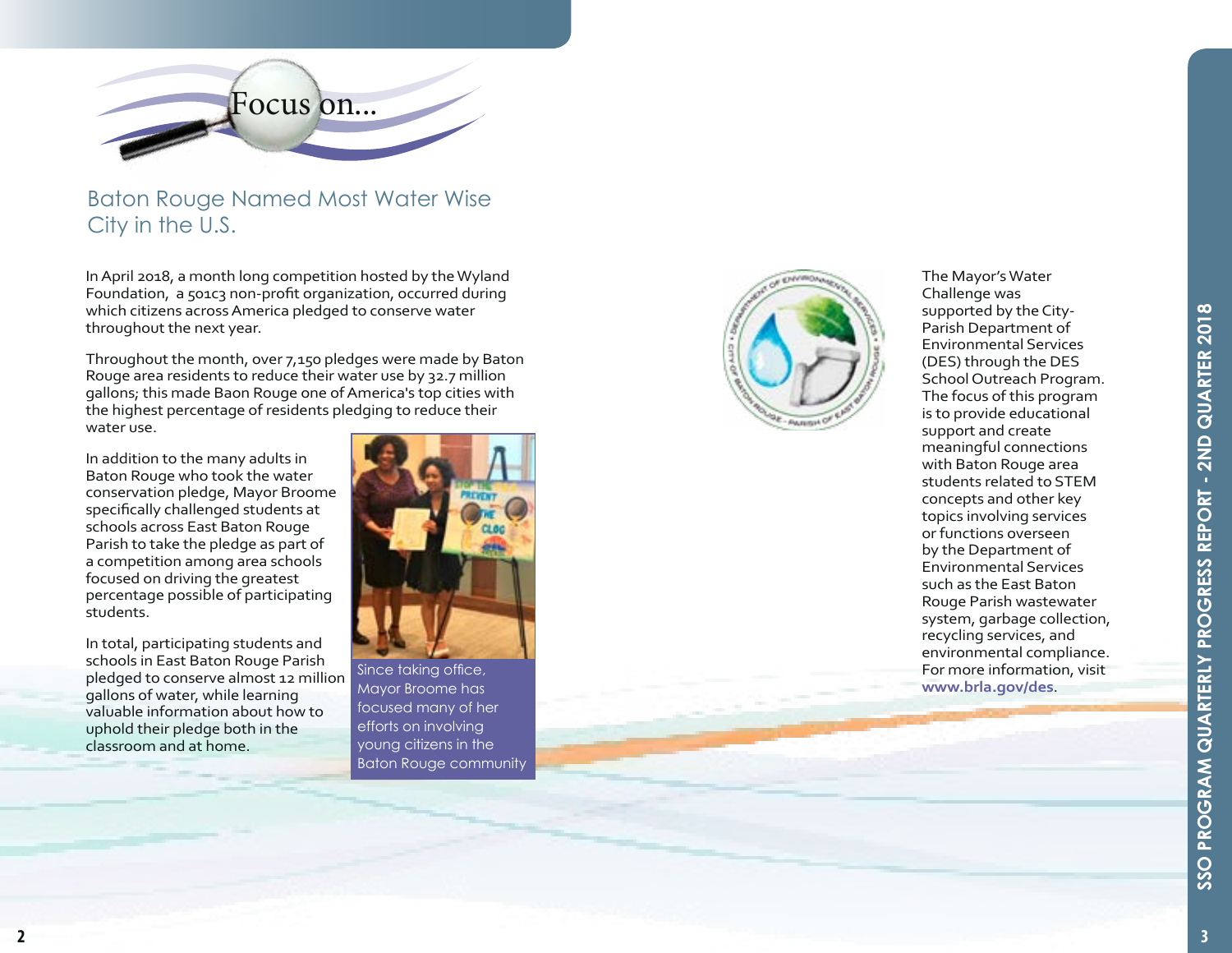# Focus on...

## Baton Rouge Named Most Water Wise City in the U.S.

In April 2018, a month long competition hosted by the Wyland Foundation, a 501c3 non-profit organization, occurred during which citizens across America pledged to conserve water throughout the next year.

Throughout the month, over 7,150 pledges were made by Baton Rouge area residents to reduce their water use by 32.7 million gallons; this made Baon Rouge one of America's top cities with the highest percentage of residents pledging to reduce their water use.

In addition to the many adults in Baton Rouge who took the water conservation pledge, Mayor Broome specifically challenged students at schools across East Baton Rouge Parish to take the pledge as part of a competition among area schools focused on driving the greatest percentage possible of participating students.

In total, participating students and schools in East Baton Rouge Parish pledged to conserve almost 12 million gallons of water, while learning valuable information about how to uphold their pledge both in the classroom and at home.

Since taking office, Mayor Broome has focused many of her efforts on involving young citizens in the Baton Rouge community

The Mayor's Water Challenge was supported by the City-Parish Department of Environmental Services (DES) through the DES School Outreach Program. The focus of this program is to provide educational support and create meaningful connections with Baton Rouge area students related to STEM concepts and other key topics involving services or functions overseen by the Department of Environmental Services such as the East Baton Rouge Parish wastewater system, garbage collection, recycling services, and environmental compliance. For more information, visit **www.brla.gov/des**.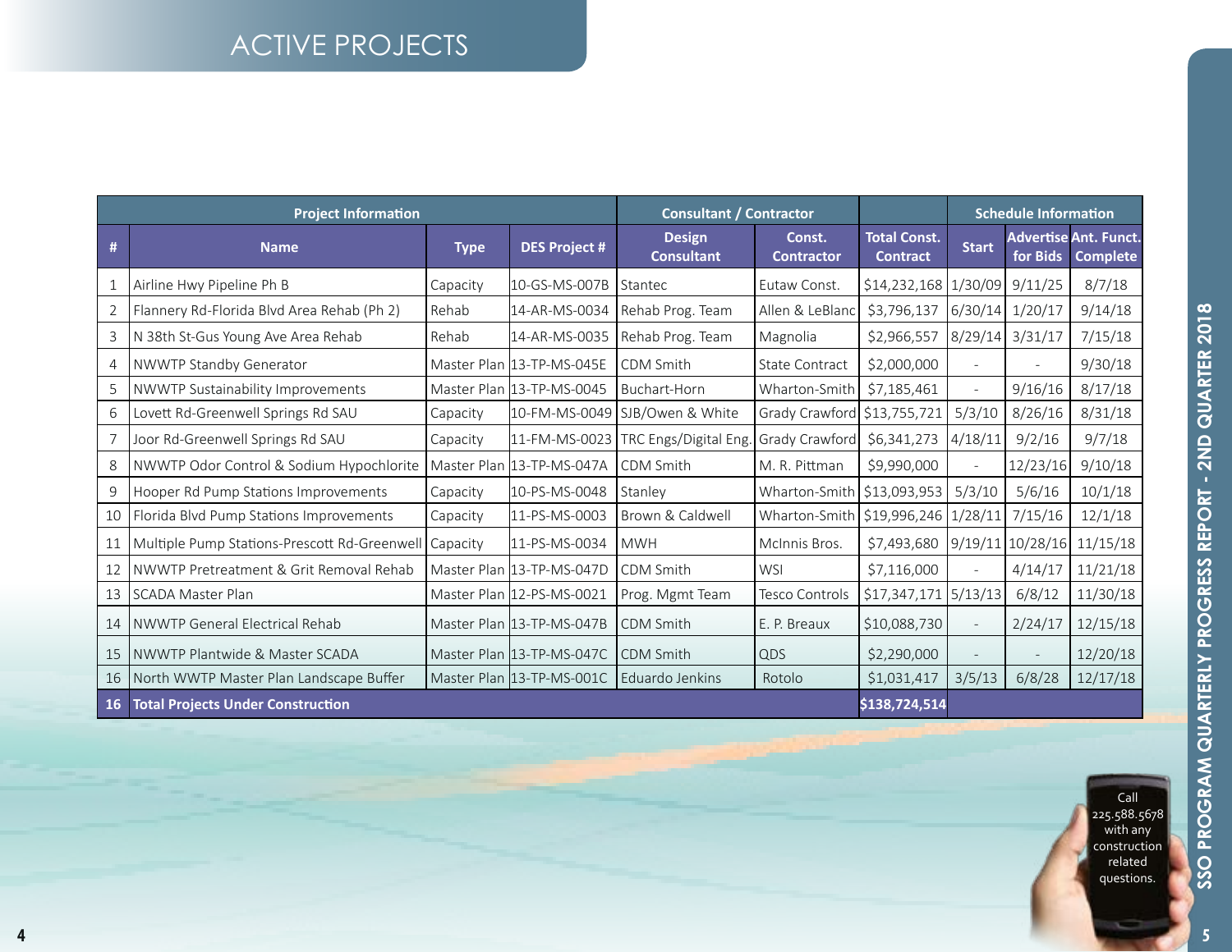# ACTIVE PROJECTS

| Project Information | | | | Consultant / Contractor | | | Schedule Information | | |
|---|---|---|---|---|---|---|---|---|---|
| # | Name | Type | DES Project # | Design Consultant | Const. Contractor | Total Const. Contract | Start | Advertise for Bids | Ant. Funct. Complete |
| 1 | Airline Hwy Pipeline Ph B | Capacity | 10-GS-MS-007B | Stantec | Eutaw Const. | $14,232,168 | 1/30/09 | 9/11/25 | 8/7/18 |
| 2 | Flannery Rd-Florida Blvd Area Rehab (Ph 2) | Rehab | 14-AR-MS-0034 | Rehab Prog. Team | Allen & LeBlanc | $3,796,137 | 6/30/14 | 1/20/17 | 9/14/18 |
| 3 | N 38th St-Gus Young Ave Area Rehab | Rehab | 14-AR-MS-0035 | Rehab Prog. Team | Magnolia | $2,966,557 | 8/29/14 | 3/31/17 | 7/15/18 |
| 4 | NWWTP Standby Generator | Master Plan | 13-TP-MS-045E | CDM Smith | State Contract | $2,000,000 | - | - | 9/30/18 |
| 5 | NWWTP Sustainability Improvements | Master Plan | 13-TP-MS-0045 | Buchart-Horn | Wharton-Smith | $7,185,461 | - | 9/16/16 | 8/17/18 |
| 6 | Lovett Rd-Greenwell Springs Rd SAU | Capacity | 10-FM-MS-0049 | SJB/Owen & White | Grady Crawford | $13,755,721 | 5/3/10 | 8/26/16 | 8/31/18 |
| 7 | Joor Rd-Greenwell Springs Rd SAU | Capacity | 11-FM-MS-0023 | TRC Engs/Digital Eng. | Grady Crawford | $6,341,273 | 4/18/11 | 9/2/16 | 9/7/18 |
| 8 | NWWTP Odor Control & Sodium Hypochlorite | Master Plan | 13-TP-MS-047A | CDM Smith | M. R. Pittman | $9,990,000 | - | 12/23/16 | 9/10/18 |
| 9 | Hooper Rd Pump Stations Improvements | Capacity | 10-PS-MS-0048 | Stanley | Wharton-Smith | $13,093,953 | 5/3/10 | 5/6/16 | 10/1/18 |
| 10 | Florida Blvd Pump Stations Improvements | Capacity | 11-PS-MS-0003 | Brown & Caldwell | Wharton-Smith | $19,996,246 | 1/28/11 | 7/15/16 | 12/1/18 |
| 11 | Multiple Pump Stations-Prescott Rd-Greenwell | Capacity | 11-PS-MS-0034 | MWH | McInnis Bros. | $7,493,680 | 9/19/11 | 10/28/16 | 11/15/18 |
| 12 | NWWTP Pretreatment & Grit Removal Rehab | Master Plan | 13-TP-MS-047D | CDM Smith | WSI | $7,116,000 | - | 4/14/17 | 11/21/18 |
| 13 | SCADA Master Plan | Master Plan | 12-PS-MS-0021 | Prog. Mgmt Team | Tesco Controls | $17,347,171 | 5/13/13 | 6/8/12 | 11/30/18 |
| 14 | NWWTP General Electrical Rehab | Master Plan | 13-TP-MS-047B | CDM Smith | E. P. Breaux | $10,088,730 | - | 2/24/17 | 12/15/18 |
| 15 | NWWTP Plantwide & Master SCADA | Master Plan | 13-TP-MS-047C | CDM Smith | QDS | $2,290,000 | - | - | 12/20/18 |
| 16 | North WWTP Master Plan Landscape Buffer | Master Plan | 13-TP-MS-001C | Eduardo Jenkins | Rotolo | $1,031,417 | 3/5/13 | 6/8/28 | 12/17/18 |
| **16** | **Total Projects Under Construction** | | | | | **$138,724,514** | | | |

Call 225.588.5678 with any construction related questions.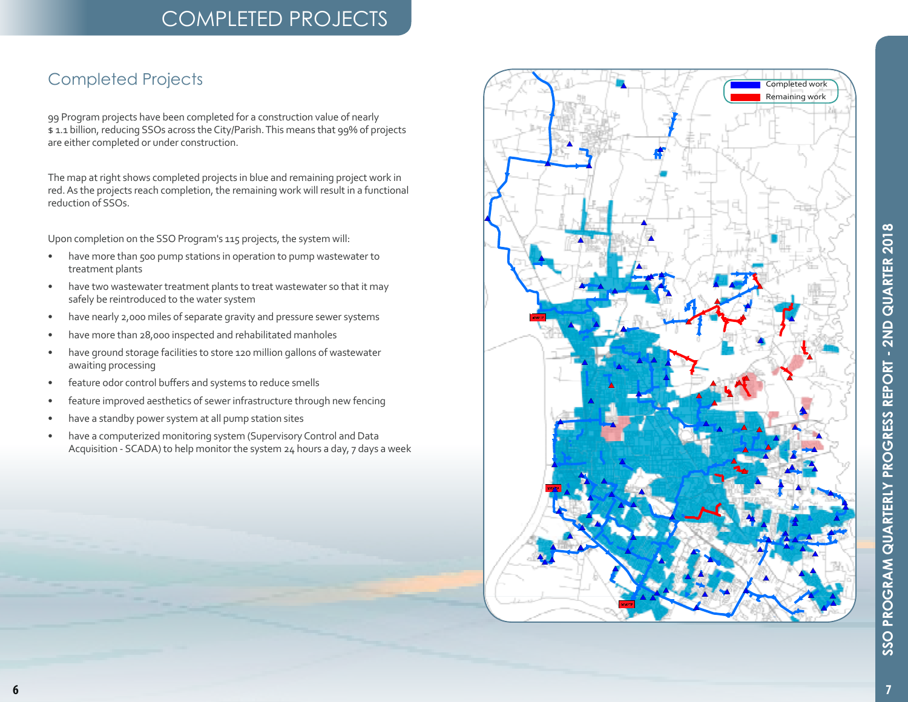# COMPLETED PROJECTS

## Completed Projects

99 Program projects have been completed for a construction value of nearly $ 1.1 billion, reducing SSOs across the City/Parish. This means that 99% of projects are either completed or under construction.

The map at right shows completed projects in blue and remaining project work in red. As the projects reach completion, the remaining work will result in a functional reduction of SSOs.

Upon completion on the SSO Program's 115 projects, the system will:

- have more than 500 pump stations in operation to pump wastewater to treatment plants
- have two wastewater treatment plants to treat wastewater so that it may safely be reintroduced to the water system
- have nearly 2,000 miles of separate gravity and pressure sewer systems
- have more than 28,000 inspected and rehabilitated manholes
- have ground storage facilities to store 120 million gallons of wastewater awaiting processing
- feature odor control buffers and systems to reduce smells
- feature improved aesthetics of sewer infrastructure through new fencing
- have a standby power system at all pump station sites
- have a computerized monitoring system (Supervisory Control and Data Acquisition - SCADA) to help monitor the system 24 hours a day, 7 days a week

Completed work
Remaining work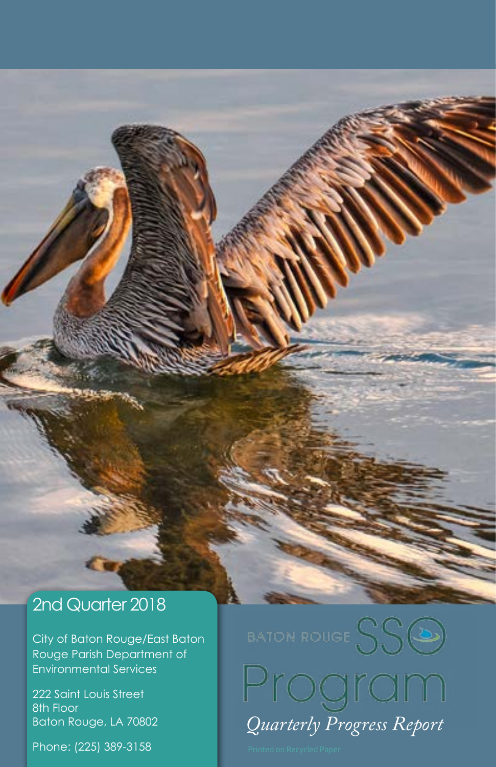## 2nd Quarter 2018

City of Baton Rouge/East Baton Rouge Parish Department of Environmental Services

222 Saint Louis Street
8th Floor
Baton Rouge, LA 70802

Phone: (225) 389-3158

BATON ROUGE SSO Program

*Quarterly Progress Report*

Printed on Recycled Paper